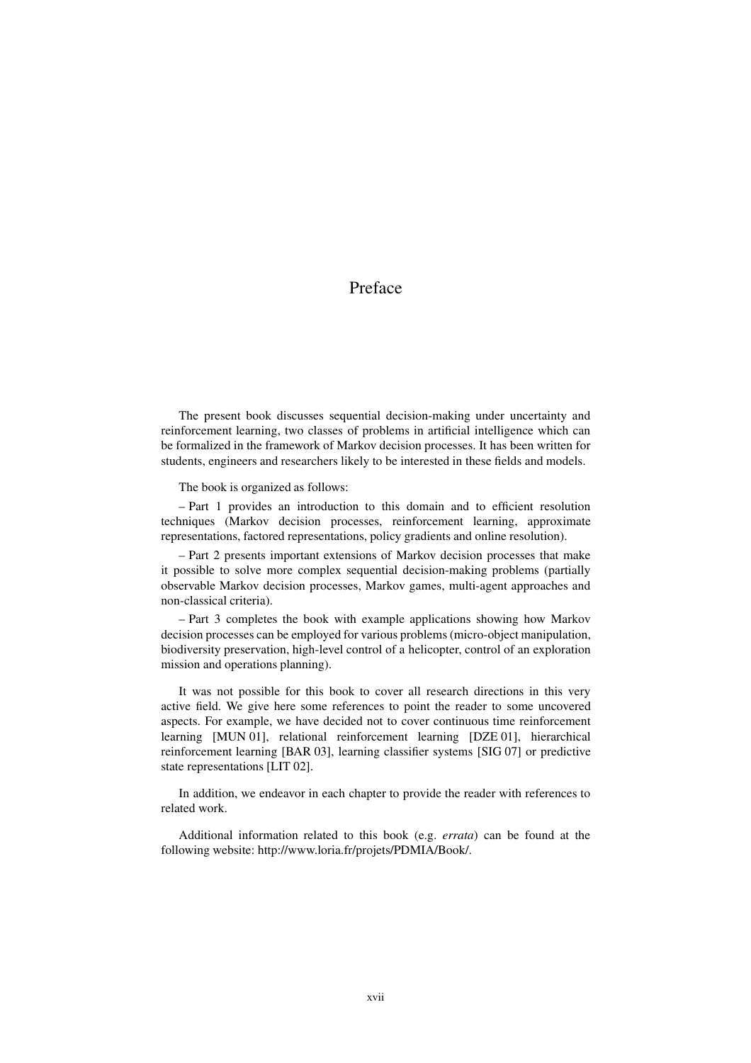# Preface

The present book discusses sequential decision-making under uncertainty and reinforcement learning, two classes of problems in artificial intelligence which can be formalized in the framework of Markov decision processes. It has been written for students, engineers and researchers likely to be interested in these fields and models.

The book is organized as follows:

– Part 1 provides an introduction to this domain and to efficient resolution techniques (Markov decision processes, reinforcement learning, approximate representations, factored representations, policy gradients and online resolution).

– Part 2 presents important extensions of Markov decision processes that make it possible to solve more complex sequential decision-making problems (partially observable Markov decision processes, Markov games, multi-agent approaches and non-classical criteria).

– Part 3 completes the book with example applications showing how Markov decision processes can be employed for various problems (micro-object manipulation, biodiversity preservation, high-level control of a helicopter, control of an exploration mission and operations planning).

It was not possible for this book to cover all research directions in this very active field. We give here some references to point the reader to some uncovered aspects. For example, we have decided not to cover continuous time reinforcement learning [MUN 01], relational reinforcement learning [DZE 01], hierarchical reinforcement learning [BAR 03], learning classifier systems [SIG 07] or predictive state representations [LIT 02].

In addition, we endeavor in each chapter to provide the reader with references to related work.

Additional information related to this book (e.g. *errata*) can be found at the following website: http://www.loria.fr/projets/PDMIA/Book/.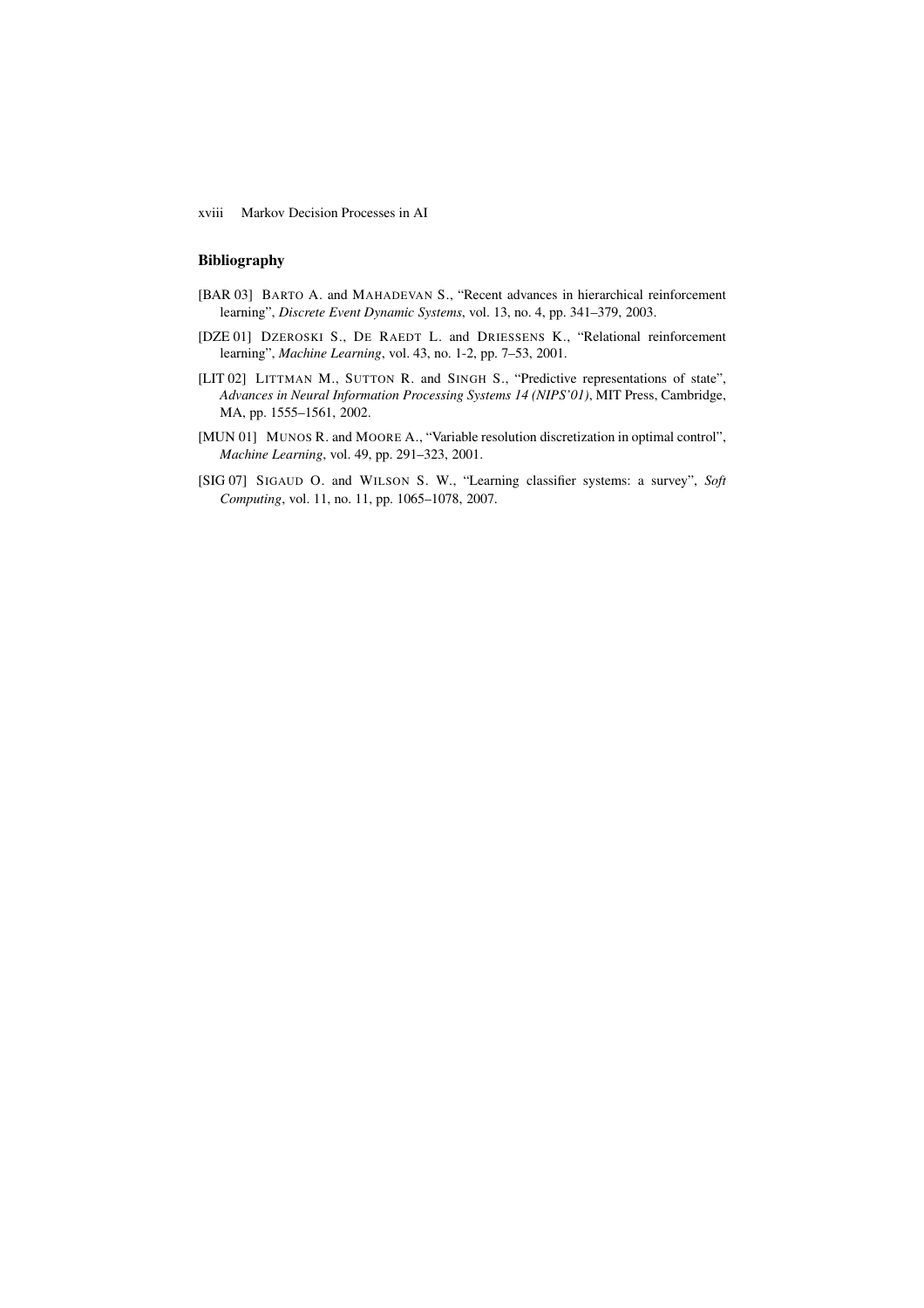## Bibliography

[BAR 03] BARTO A. and MAHADEVAN S., "Recent advances in hierarchical reinforcement learning", *Discrete Event Dynamic Systems*, vol. 13, no. 4, pp. 341–379, 2003.

[DZE 01] DZEROSKI S., DE RAEDT L. and DRIESSENS K., "Relational reinforcement learning", *Machine Learning*, vol. 43, no. 1-2, pp. 7–53, 2001.

[LIT 02] LITTMAN M., SUTTON R. and SINGH S., "Predictive representations of state", *Advances in Neural Information Processing Systems 14 (NIPS'01)*, MIT Press, Cambridge, MA, pp. 1555–1561, 2002.

[MUN 01] MUNOS R. and MOORE A., "Variable resolution discretization in optimal control", *Machine Learning*, vol. 49, pp. 291–323, 2001.

[SIG 07] SIGAUD O. and WILSON S. W., "Learning classifier systems: a survey", *Soft Computing*, vol. 11, no. 11, pp. 1065–1078, 2007.